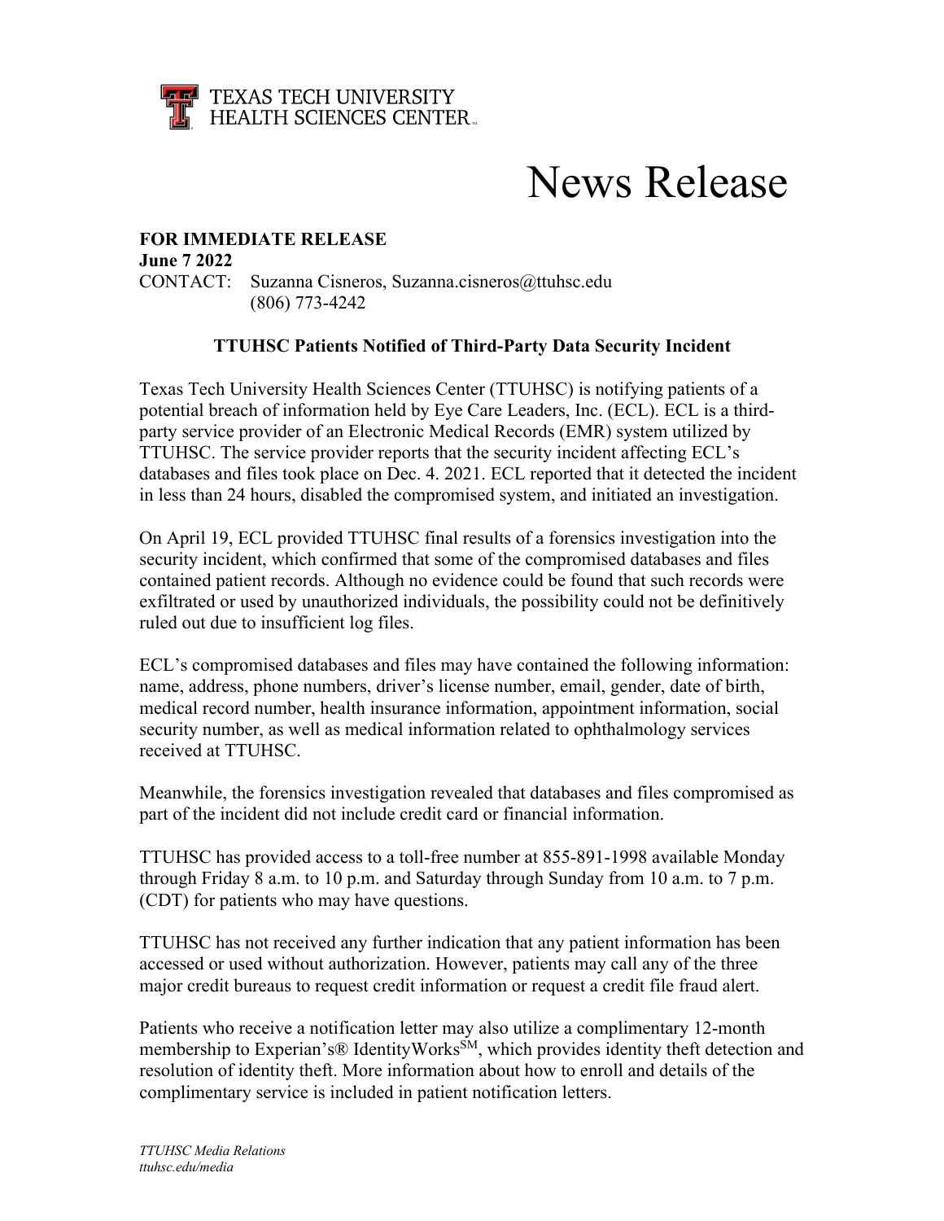TEXAS TECH UNIVERSITY
HEALTH SCIENCES CENTER

# News Release

**FOR IMMEDIATE RELEASE**
**June 7 2022**
CONTACT: Suzanna Cisneros, Suzanna.cisneros@ttuhsc.edu
(806) 773-4242

## TTUHSC Patients Notified of Third-Party Data Security Incident

Texas Tech University Health Sciences Center (TTUHSC) is notifying patients of a potential breach of information held by Eye Care Leaders, Inc. (ECL). ECL is a third-party service provider of an Electronic Medical Records (EMR) system utilized by TTUHSC. The service provider reports that the security incident affecting ECL's databases and files took place on Dec. 4. 2021. ECL reported that it detected the incident in less than 24 hours, disabled the compromised system, and initiated an investigation.

On April 19, ECL provided TTUHSC final results of a forensics investigation into the security incident, which confirmed that some of the compromised databases and files contained patient records. Although no evidence could be found that such records were exfiltrated or used by unauthorized individuals, the possibility could not be definitively ruled out due to insufficient log files.

ECL's compromised databases and files may have contained the following information: name, address, phone numbers, driver's license number, email, gender, date of birth, medical record number, health insurance information, appointment information, social security number, as well as medical information related to ophthalmology services received at TTUHSC.

Meanwhile, the forensics investigation revealed that databases and files compromised as part of the incident did not include credit card or financial information.

TTUHSC has provided access to a toll-free number at 855-891-1998 available Monday through Friday 8 a.m. to 10 p.m. and Saturday through Sunday from 10 a.m. to 7 p.m. (CDT) for patients who may have questions.

TTUHSC has not received any further indication that any patient information has been accessed or used without authorization. However, patients may call any of the three major credit bureaus to request credit information or request a credit file fraud alert.

Patients who receive a notification letter may also utilize a complimentary 12-month membership to Experian's® IdentityWorks℠, which provides identity theft detection and resolution of identity theft. More information about how to enroll and details of the complimentary service is included in patient notification letters.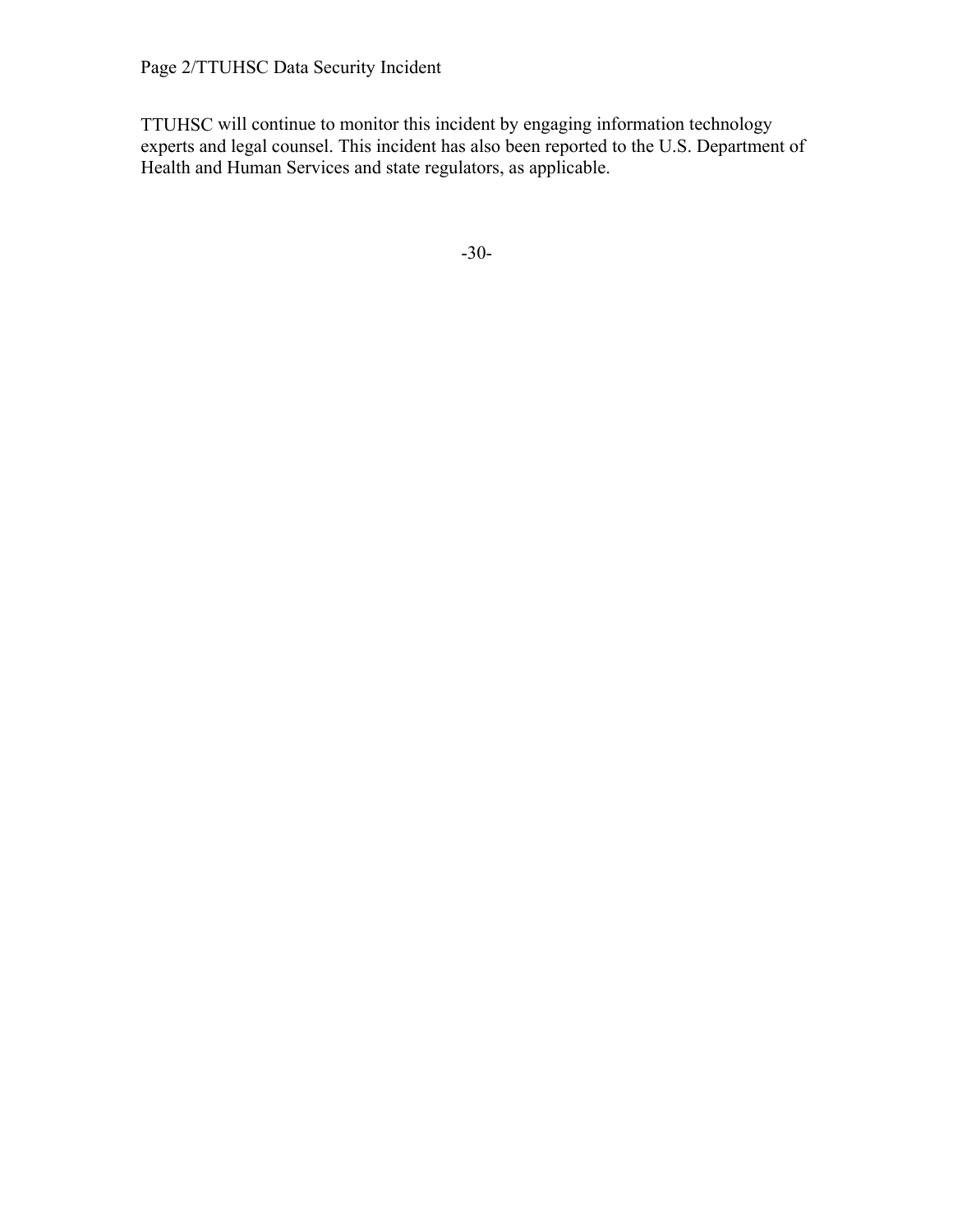TTUHSC will continue to monitor this incident by engaging information technology experts and legal counsel. This incident has also been reported to the U.S. Department of Health and Human Services and state regulators, as applicable.

-30-